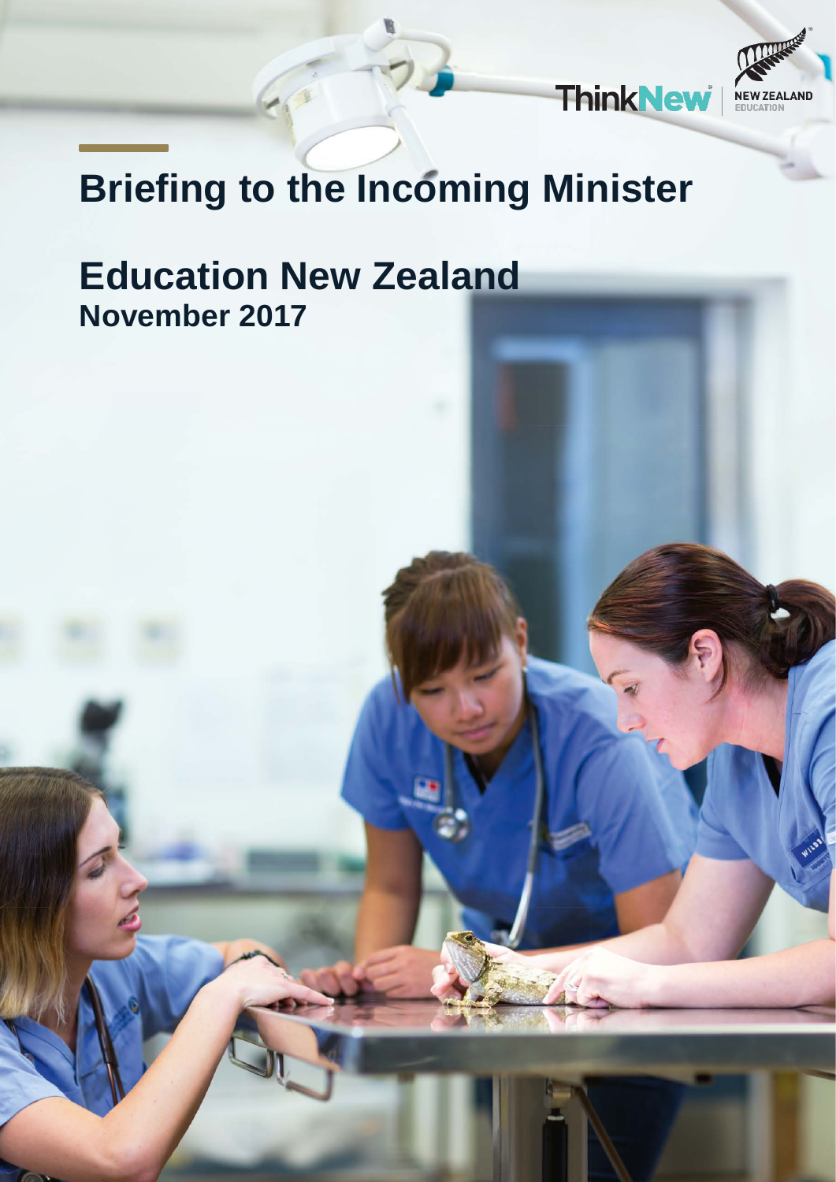# Briefing to the Incoming Minister

## Education New Zealand

**November 2017**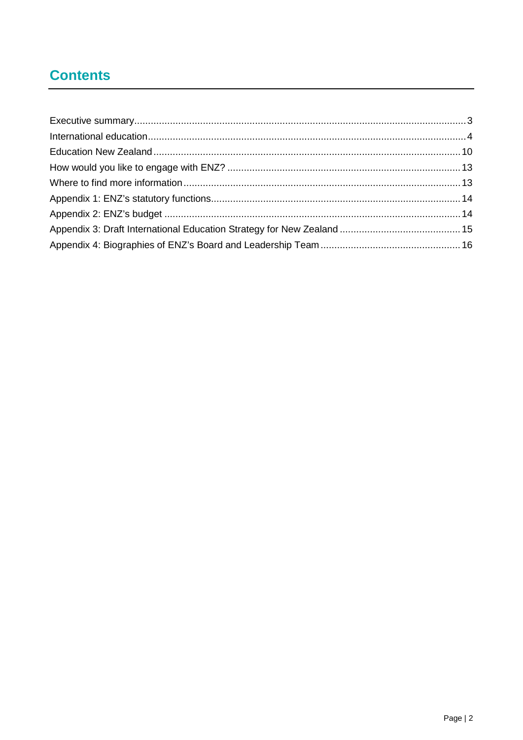# Contents

Executive summary........................................................................................................................3
International education..................................................................................................................4
Education New Zealand..............................................................................................................10
How would you like to engage with ENZ? ...................................................................................13
Where to find more information...................................................................................................13
Appendix 1: ENZ's statutory functions.........................................................................................14
Appendix 2: ENZ's budget ..........................................................................................................14
Appendix 3: Draft International Education Strategy for New Zealand ...........................................15
Appendix 4: Biographies of ENZ's Board and Leadership Team ..................................................16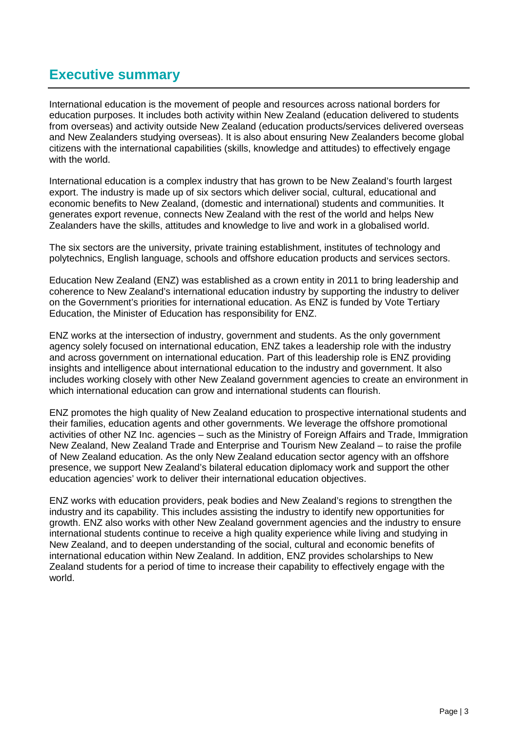# Executive summary

International education is the movement of people and resources across national borders for education purposes. It includes both activity within New Zealand (education delivered to students from overseas) and activity outside New Zealand (education products/services delivered overseas and New Zealanders studying overseas). It is also about ensuring New Zealanders become global citizens with the international capabilities (skills, knowledge and attitudes) to effectively engage with the world.

International education is a complex industry that has grown to be New Zealand's fourth largest export. The industry is made up of six sectors which deliver social, cultural, educational and economic benefits to New Zealand, (domestic and international) students and communities. It generates export revenue, connects New Zealand with the rest of the world and helps New Zealanders have the skills, attitudes and knowledge to live and work in a globalised world.

The six sectors are the university, private training establishment, institutes of technology and polytechnics, English language, schools and offshore education products and services sectors.

Education New Zealand (ENZ) was established as a crown entity in 2011 to bring leadership and coherence to New Zealand's international education industry by supporting the industry to deliver on the Government's priorities for international education. As ENZ is funded by Vote Tertiary Education, the Minister of Education has responsibility for ENZ.

ENZ works at the intersection of industry, government and students. As the only government agency solely focused on international education, ENZ takes a leadership role with the industry and across government on international education. Part of this leadership role is ENZ providing insights and intelligence about international education to the industry and government. It also includes working closely with other New Zealand government agencies to create an environment in which international education can grow and international students can flourish.

ENZ promotes the high quality of New Zealand education to prospective international students and their families, education agents and other governments. We leverage the offshore promotional activities of other NZ Inc. agencies – such as the Ministry of Foreign Affairs and Trade, Immigration New Zealand, New Zealand Trade and Enterprise and Tourism New Zealand – to raise the profile of New Zealand education. As the only New Zealand education sector agency with an offshore presence, we support New Zealand's bilateral education diplomacy work and support the other education agencies' work to deliver their international education objectives.

ENZ works with education providers, peak bodies and New Zealand's regions to strengthen the industry and its capability. This includes assisting the industry to identify new opportunities for growth. ENZ also works with other New Zealand government agencies and the industry to ensure international students continue to receive a high quality experience while living and studying in New Zealand, and to deepen understanding of the social, cultural and economic benefits of international education within New Zealand. In addition, ENZ provides scholarships to New Zealand students for a period of time to increase their capability to effectively engage with the world.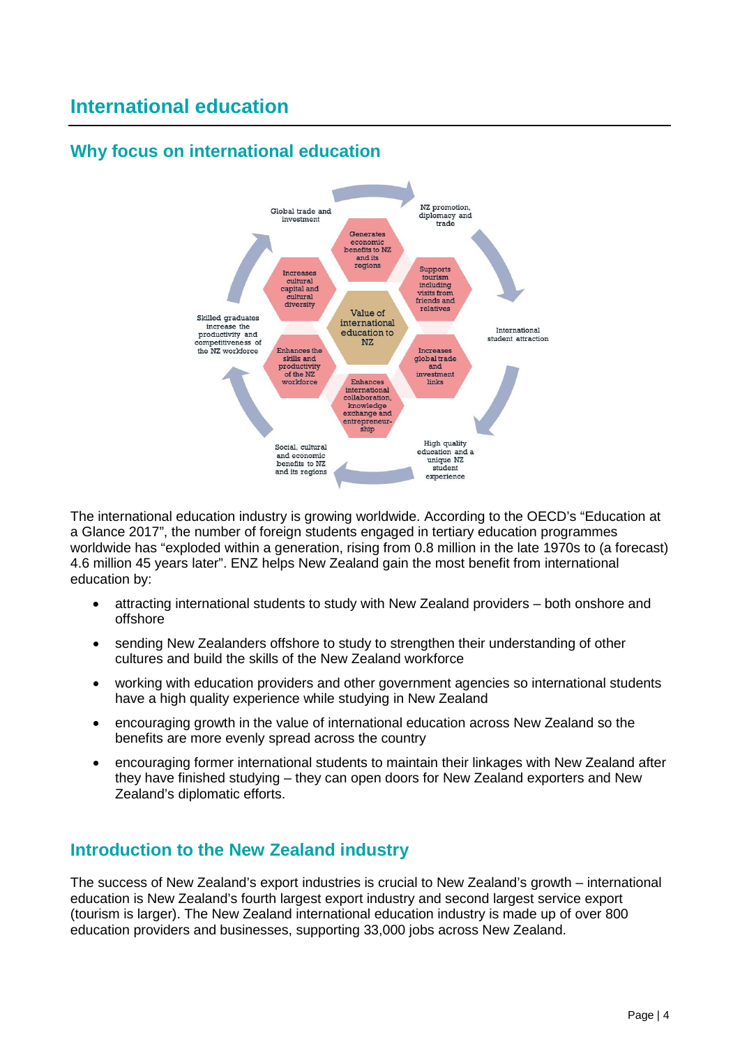# International education

## Why focus on international education

Global trade and investment

NZ promotion, diplomacy and trade

International student attraction

High quality education and a unique NZ student experience

Social, cultural and economic benefits to NZ and its regions

Skilled graduates increase the productivity and competitiveness of the NZ workforce

Value of international education to NZ

- Generates economic benefits to NZ and its regions
- Supports tourism including visits from friends and relatives
- Increases global trade and investment links
- Enhances international collaboration, knowledge exchange and entrepreneurship
- Enhances the skills and productivity of the NZ workforce
- Increases cultural capital and cultural diversity

The international education industry is growing worldwide. According to the OECD's "Education at a Glance 2017", the number of foreign students engaged in tertiary education programmes worldwide has "exploded within a generation, rising from 0.8 million in the late 1970s to (a forecast) 4.6 million 45 years later". ENZ helps New Zealand gain the most benefit from international education by:

- attracting international students to study with New Zealand providers – both onshore and offshore
- sending New Zealanders offshore to study to strengthen their understanding of other cultures and build the skills of the New Zealand workforce
- working with education providers and other government agencies so international students have a high quality experience while studying in New Zealand
- encouraging growth in the value of international education across New Zealand so the benefits are more evenly spread across the country
- encouraging former international students to maintain their linkages with New Zealand after they have finished studying – they can open doors for New Zealand exporters and New Zealand's diplomatic efforts.

## Introduction to the New Zealand industry

The success of New Zealand's export industries is crucial to New Zealand's growth – international education is New Zealand's fourth largest export industry and second largest service export (tourism is larger). The New Zealand international education industry is made up of over 800 education providers and businesses, supporting 33,000 jobs across New Zealand.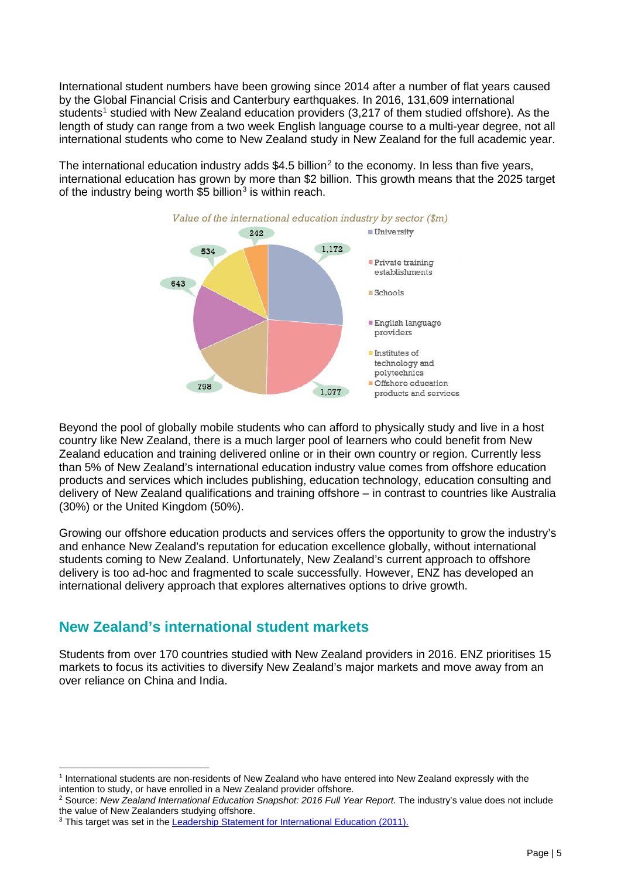International student numbers have been growing since 2014 after a number of flat years caused by the Global Financial Crisis and Canterbury earthquakes. In 2016, 131,609 international students[1] studied with New Zealand education providers (3,217 of them studied offshore). As the length of study can range from a two week English language course to a multi-year degree, not all international students who come to New Zealand study in New Zealand for the full academic year.

The international education industry adds $4.5 billion[2] to the economy. In less than five years, international education has grown by more than $2 billion. This growth means that the 2025 target of the industry being worth $5 billion[3] is within reach.

*Value of the international education industry by sector ($m)*

| Sector | Value ($m) |
|---|---|
| University | 1,172 |
| Private training establishments | 1,077 |
| Schools | 798 |
| English language providers | 643 |
| Institutes of technology and polytechnics | 534 |
| Offshore education products and services | 242 |

Beyond the pool of globally mobile students who can afford to physically study and live in a host country like New Zealand, there is a much larger pool of learners who could benefit from New Zealand education and training delivered online or in their own country or region. Currently less than 5% of New Zealand's international education industry value comes from offshore education products and services which includes publishing, education technology, education consulting and delivery of New Zealand qualifications and training offshore – in contrast to countries like Australia (30%) or the United Kingdom (50%).

Growing our offshore education products and services offers the opportunity to grow the industry's and enhance New Zealand's reputation for education excellence globally, without international students coming to New Zealand. Unfortunately, New Zealand's current approach to offshore delivery is too ad-hoc and fragmented to scale successfully. However, ENZ has developed an international delivery approach that explores alternatives options to drive growth.

## New Zealand's international student markets

Students from over 170 countries studied with New Zealand providers in 2016. ENZ prioritises 15 markets to focus its activities to diversify New Zealand's major markets and move away from an over reliance on China and India.

---

[1] International students are non-residents of New Zealand who have entered into New Zealand expressly with the intention to study, or have enrolled in a New Zealand provider offshore.

[2] Source: *New Zealand International Education Snapshot: 2016 Full Year Report*. The industry's value does not include the value of New Zealanders studying offshore.

[3] This target was set in the Leadership Statement for International Education (2011).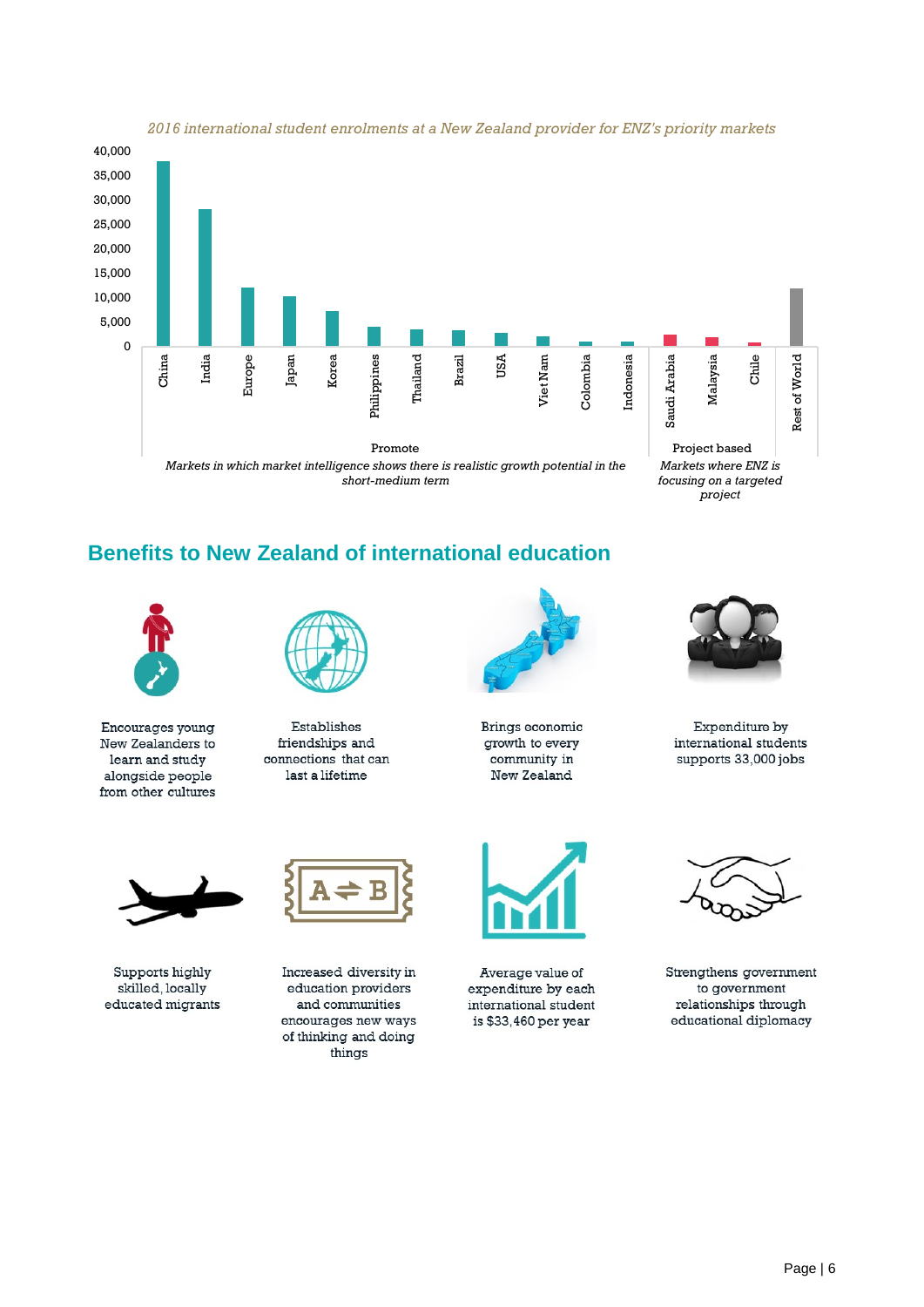*2016 international student enrolments at a New Zealand provider for ENZ's priority markets*

| Market | Category |
|---|---|
| China | Promote |
| India | Promote |
| Europe | Promote |
| Japan | Promote |
| Korea | Promote |
| Philippines | Promote |
| Thailand | Promote |
| Brazil | Promote |
| USA | Promote |
| Viet Nam | Promote |
| Colombia | Promote |
| Indonesia | Promote |
| Saudi Arabia | Project based |
| Malaysia | Project based |
| Chile | Project based |
| Rest of World | |

Promote: *Markets in which market intelligence shows there is realistic growth potential in the short-medium term*

Project based: *Markets where ENZ is focusing on a targeted project*

## Benefits to New Zealand of international education

- Encourages young New Zealanders to learn and study alongside people from other cultures
- Establishes friendships and connections that can last a lifetime
- Brings economic growth to every community in New Zealand
- Expenditure by international students supports 33,000 jobs
- Supports highly skilled, locally educated migrants
- Increased diversity in education providers and communities encourages new ways of thinking and doing things
- Average value of expenditure by each international student is $33,460 per year
- Strengthens government to government relationships through educational diplomacy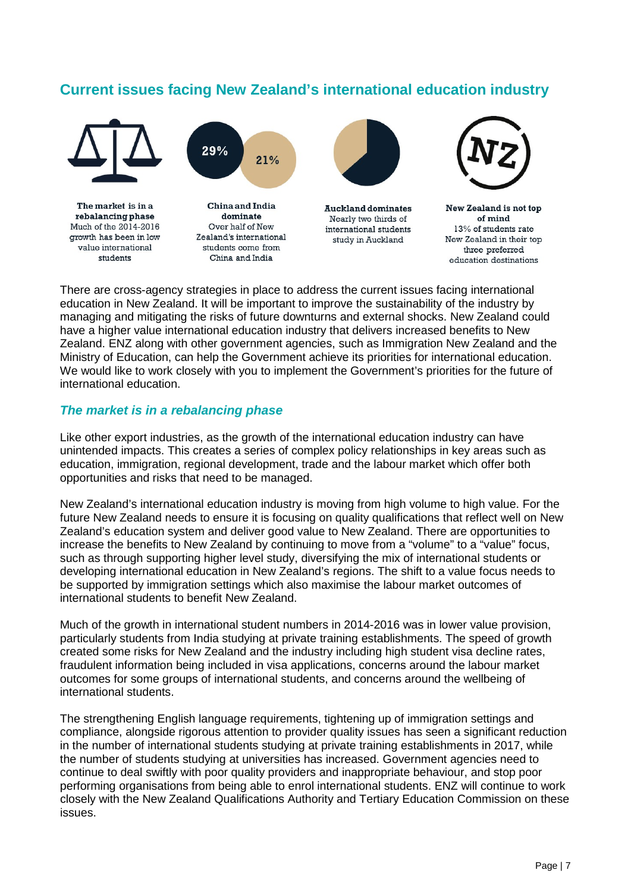## Current issues facing New Zealand's international education industry

29%

21%

NZ

**The market is in a rebalancing phase**
Much of the 2014-2016 growth has been in low value international students

**China and India dominate**
Over half of New Zealand's international students come from China and India

**Auckland dominates**
Nearly two thirds of international students study in Auckland

**New Zealand is not top of mind**
13% of students rate New Zealand in their top three preferred education destinations

There are cross-agency strategies in place to address the current issues facing international education in New Zealand. It will be important to improve the sustainability of the industry by managing and mitigating the risks of future downturns and external shocks. New Zealand could have a higher value international education industry that delivers increased benefits to New Zealand. ENZ along with other government agencies, such as Immigration New Zealand and the Ministry of Education, can help the Government achieve its priorities for international education. We would like to work closely with you to implement the Government's priorities for the future of international education.

### *The market is in a rebalancing phase*

Like other export industries, as the growth of the international education industry can have unintended impacts. This creates a series of complex policy relationships in key areas such as education, immigration, regional development, trade and the labour market which offer both opportunities and risks that need to be managed.

New Zealand's international education industry is moving from high volume to high value. For the future New Zealand needs to ensure it is focusing on quality qualifications that reflect well on New Zealand's education system and deliver good value to New Zealand. There are opportunities to increase the benefits to New Zealand by continuing to move from a "volume" to a "value" focus, such as through supporting higher level study, diversifying the mix of international students or developing international education in New Zealand's regions. The shift to a value focus needs to be supported by immigration settings which also maximise the labour market outcomes of international students to benefit New Zealand.

Much of the growth in international student numbers in 2014-2016 was in lower value provision, particularly students from India studying at private training establishments. The speed of growth created some risks for New Zealand and the industry including high student visa decline rates, fraudulent information being included in visa applications, concerns around the labour market outcomes for some groups of international students, and concerns around the wellbeing of international students.

The strengthening English language requirements, tightening up of immigration settings and compliance, alongside rigorous attention to provider quality issues has seen a significant reduction in the number of international students studying at private training establishments in 2017, while the number of students studying at universities has increased. Government agencies need to continue to deal swiftly with poor quality providers and inappropriate behaviour, and stop poor performing organisations from being able to enrol international students. ENZ will continue to work closely with the New Zealand Qualifications Authority and Tertiary Education Commission on these issues.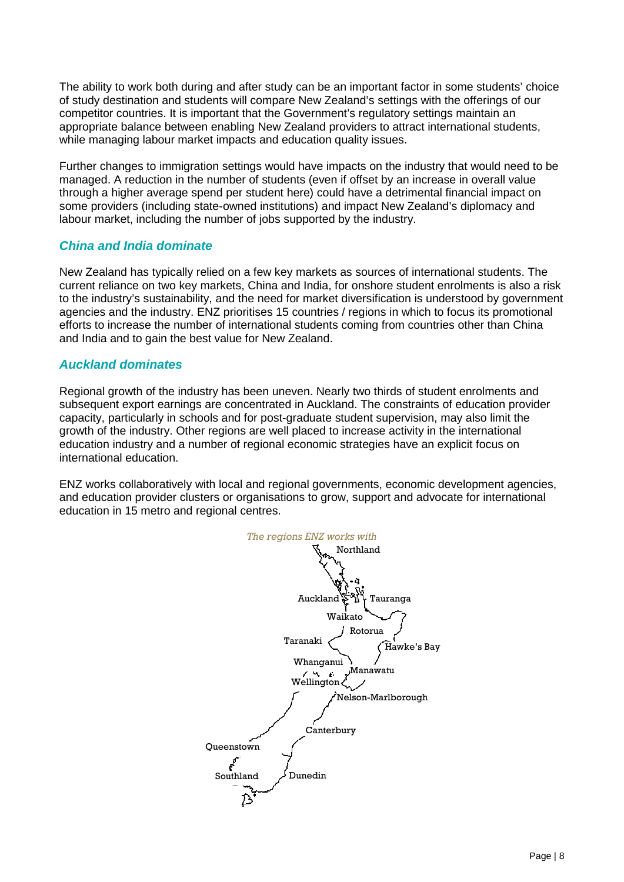The ability to work both during and after study can be an important factor in some students' choice of study destination and students will compare New Zealand's settings with the offerings of our competitor countries. It is important that the Government's regulatory settings maintain an appropriate balance between enabling New Zealand providers to attract international students, while managing labour market impacts and education quality issues.

Further changes to immigration settings would have impacts on the industry that would need to be managed. A reduction in the number of students (even if offset by an increase in overall value through a higher average spend per student here) could have a detrimental financial impact on some providers (including state-owned institutions) and impact New Zealand's diplomacy and labour market, including the number of jobs supported by the industry.

### *China and India dominate*

New Zealand has typically relied on a few key markets as sources of international students. The current reliance on two key markets, China and India, for onshore student enrolments is also a risk to the industry's sustainability, and the need for market diversification is understood by government agencies and the industry. ENZ prioritises 15 countries / regions in which to focus its promotional efforts to increase the number of international students coming from countries other than China and India and to gain the best value for New Zealand.

### *Auckland dominates*

Regional growth of the industry has been uneven. Nearly two thirds of student enrolments and subsequent export earnings are concentrated in Auckland. The constraints of education provider capacity, particularly in schools and for post-graduate student supervision, may also limit the growth of the industry. Other regions are well placed to increase activity in the international education industry and a number of regional economic strategies have an explicit focus on international education.

ENZ works collaboratively with local and regional governments, economic development agencies, and education provider clusters or organisations to grow, support and advocate for international education in 15 metro and regional centres.

*The regions ENZ works with*

Northland, Auckland, Tauranga, Waikato, Rotorua, Taranaki, Hawke's Bay, Whanganui, Manawatu, Wellington, Nelson-Marlborough, Canterbury, Queenstown, Southland, Dunedin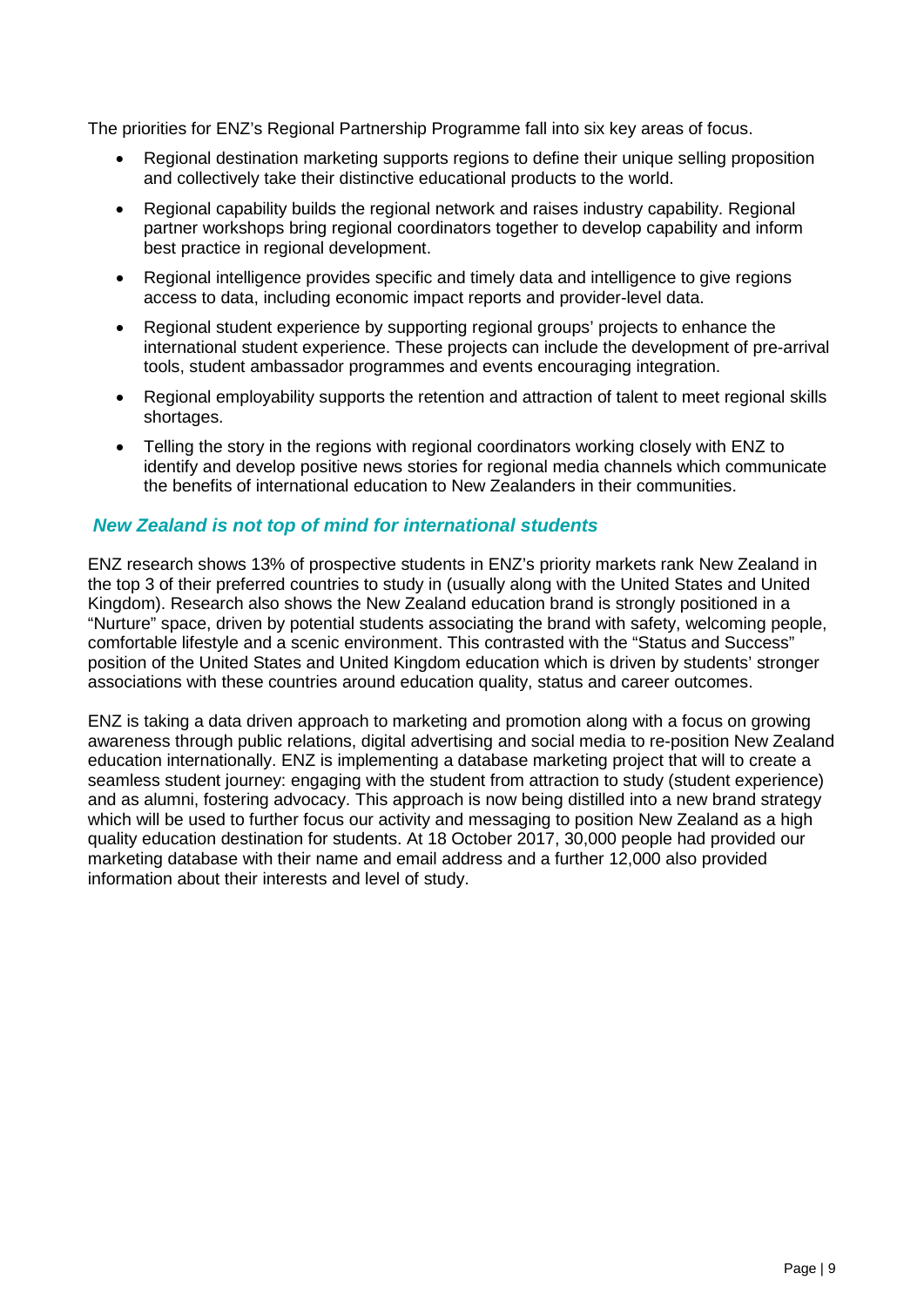The priorities for ENZ's Regional Partnership Programme fall into six key areas of focus.

- Regional destination marketing supports regions to define their unique selling proposition and collectively take their distinctive educational products to the world.
- Regional capability builds the regional network and raises industry capability. Regional partner workshops bring regional coordinators together to develop capability and inform best practice in regional development.
- Regional intelligence provides specific and timely data and intelligence to give regions access to data, including economic impact reports and provider-level data.
- Regional student experience by supporting regional groups' projects to enhance the international student experience. These projects can include the development of pre-arrival tools, student ambassador programmes and events encouraging integration.
- Regional employability supports the retention and attraction of talent to meet regional skills shortages.
- Telling the story in the regions with regional coordinators working closely with ENZ to identify and develop positive news stories for regional media channels which communicate the benefits of international education to New Zealanders in their communities.

### *New Zealand is not top of mind for international students*

ENZ research shows 13% of prospective students in ENZ's priority markets rank New Zealand in the top 3 of their preferred countries to study in (usually along with the United States and United Kingdom). Research also shows the New Zealand education brand is strongly positioned in a "Nurture" space, driven by potential students associating the brand with safety, welcoming people, comfortable lifestyle and a scenic environment. This contrasted with the "Status and Success" position of the United States and United Kingdom education which is driven by students' stronger associations with these countries around education quality, status and career outcomes.

ENZ is taking a data driven approach to marketing and promotion along with a focus on growing awareness through public relations, digital advertising and social media to re-position New Zealand education internationally. ENZ is implementing a database marketing project that will to create a seamless student journey: engaging with the student from attraction to study (student experience) and as alumni, fostering advocacy. This approach is now being distilled into a new brand strategy which will be used to further focus our activity and messaging to position New Zealand as a high quality education destination for students. At 18 October 2017, 30,000 people had provided our marketing database with their name and email address and a further 12,000 also provided information about their interests and level of study.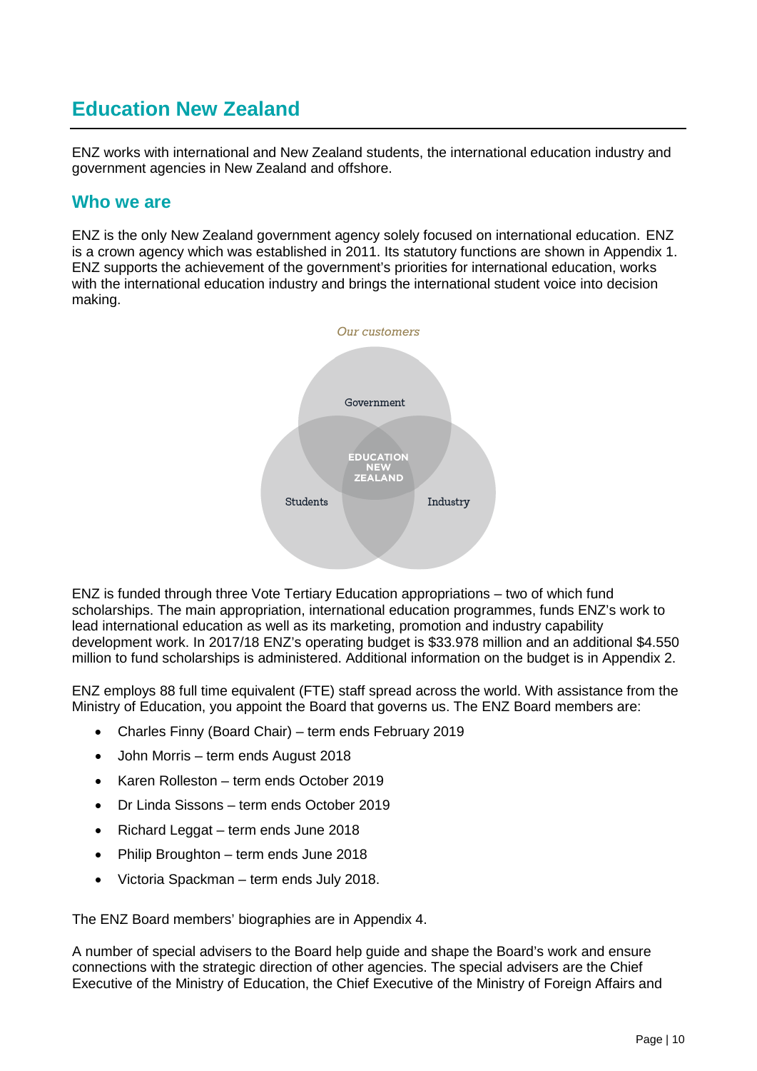# Education New Zealand

ENZ works with international and New Zealand students, the international education industry and government agencies in New Zealand and offshore.

## Who we are

ENZ is the only New Zealand government agency solely focused on international education. ENZ is a crown agency which was established in 2011. Its statutory functions are shown in Appendix 1. ENZ supports the achievement of the government's priorities for international education, works with the international education industry and brings the international student voice into decision making.

*Our customers*

Government

EDUCATION NEW ZEALAND

Students

Industry

ENZ is funded through three Vote Tertiary Education appropriations – two of which fund scholarships. The main appropriation, international education programmes, funds ENZ's work to lead international education as well as its marketing, promotion and industry capability development work. In 2017/18 ENZ's operating budget is $33.978 million and an additional $4.550 million to fund scholarships is administered. Additional information on the budget is in Appendix 2.

ENZ employs 88 full time equivalent (FTE) staff spread across the world. With assistance from the Ministry of Education, you appoint the Board that governs us. The ENZ Board members are:

- Charles Finny (Board Chair) – term ends February 2019
- John Morris – term ends August 2018
- Karen Rolleston – term ends October 2019
- Dr Linda Sissons – term ends October 2019
- Richard Leggat – term ends June 2018
- Philip Broughton – term ends June 2018
- Victoria Spackman – term ends July 2018.

The ENZ Board members' biographies are in Appendix 4.

A number of special advisers to the Board help guide and shape the Board's work and ensure connections with the strategic direction of other agencies. The special advisers are the Chief Executive of the Ministry of Education, the Chief Executive of the Ministry of Foreign Affairs and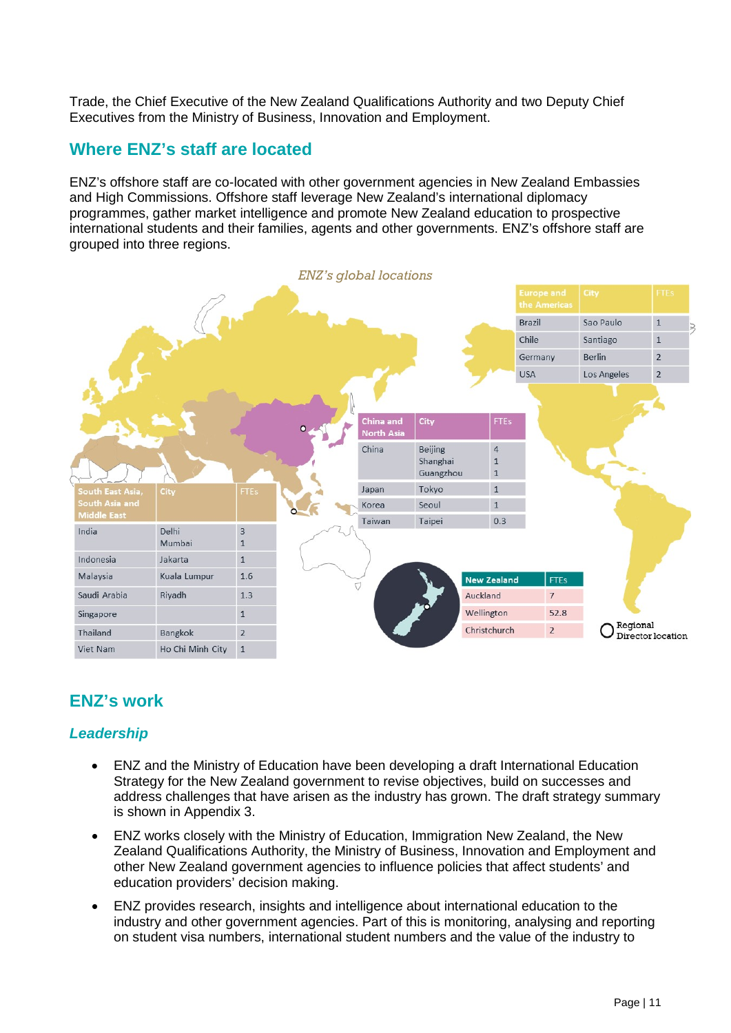Trade, the Chief Executive of the New Zealand Qualifications Authority and two Deputy Chief Executives from the Ministry of Business, Innovation and Employment.

## Where ENZ's staff are located

ENZ's offshore staff are co-located with other government agencies in New Zealand Embassies and High Commissions. Offshore staff leverage New Zealand's international diplomacy programmes, gather market intelligence and promote New Zealand education to prospective international students and their families, agents and other governments. ENZ's offshore staff are grouped into three regions.

*ENZ's global locations*

| Europe and the Americas | City | FTEs |
|---|---|---|
| Brazil | Sao Paulo | 1 |
| Chile | Santiago | 1 |
| Germany | Berlin | 2 |
| USA | Los Angeles | 2 |

| China and North Asia | City | FTEs |
|---|---|---|
| China | Beijing<br>Shanghai<br>Guangzhou | 4<br>1<br>1 |
| Japan | Tokyo | 1 |
| Korea | Seoul | 1 |
| Taiwan | Taipei | 0.3 |

| South East Asia, South Asia and Middle East | City | FTEs |
|---|---|---|
| India | Delhi<br>Mumbai | 3<br>1 |
| Indonesia | Jakarta | 1 |
| Malaysia | Kuala Lumpur | 1.6 |
| Saudi Arabia | Riyadh | 1.3 |
| Singapore | | 1 |
| Thailand | Bangkok | 2 |
| Viet Nam | Ho Chi Minh City | 1 |

| New Zealand | FTEs |
|---|---|
| Auckland | 7 |
| Wellington | 52.8 |
| Christchurch | 2 |

○ Regional Director location

## ENZ's work

### *Leadership*

- ENZ and the Ministry of Education have been developing a draft International Education Strategy for the New Zealand government to revise objectives, build on successes and address challenges that have arisen as the industry has grown. The draft strategy summary is shown in Appendix 3.
- ENZ works closely with the Ministry of Education, Immigration New Zealand, the New Zealand Qualifications Authority, the Ministry of Business, Innovation and Employment and other New Zealand government agencies to influence policies that affect students' and education providers' decision making.
- ENZ provides research, insights and intelligence about international education to the industry and other government agencies. Part of this is monitoring, analysing and reporting on student visa numbers, international student numbers and the value of the industry to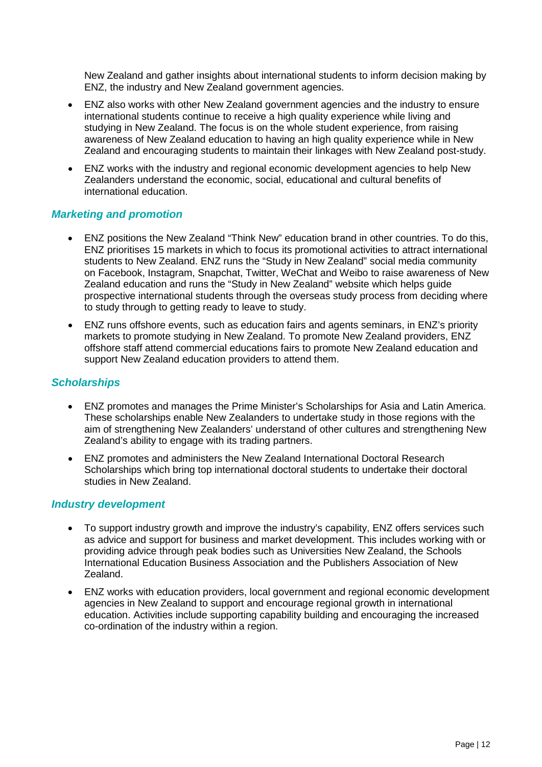New Zealand and gather insights about international students to inform decision making by ENZ, the industry and New Zealand government agencies.

- ENZ also works with other New Zealand government agencies and the industry to ensure international students continue to receive a high quality experience while living and studying in New Zealand. The focus is on the whole student experience, from raising awareness of New Zealand education to having an high quality experience while in New Zealand and encouraging students to maintain their linkages with New Zealand post-study.
- ENZ works with the industry and regional economic development agencies to help New Zealanders understand the economic, social, educational and cultural benefits of international education.

### *Marketing and promotion*

- ENZ positions the New Zealand "Think New" education brand in other countries. To do this, ENZ prioritises 15 markets in which to focus its promotional activities to attract international students to New Zealand. ENZ runs the "Study in New Zealand" social media community on Facebook, Instagram, Snapchat, Twitter, WeChat and Weibo to raise awareness of New Zealand education and runs the "Study in New Zealand" website which helps guide prospective international students through the overseas study process from deciding where to study through to getting ready to leave to study.
- ENZ runs offshore events, such as education fairs and agents seminars, in ENZ's priority markets to promote studying in New Zealand. To promote New Zealand providers, ENZ offshore staff attend commercial educations fairs to promote New Zealand education and support New Zealand education providers to attend them.

### *Scholarships*

- ENZ promotes and manages the Prime Minister's Scholarships for Asia and Latin America. These scholarships enable New Zealanders to undertake study in those regions with the aim of strengthening New Zealanders' understand of other cultures and strengthening New Zealand's ability to engage with its trading partners.
- ENZ promotes and administers the New Zealand International Doctoral Research Scholarships which bring top international doctoral students to undertake their doctoral studies in New Zealand.

### *Industry development*

- To support industry growth and improve the industry's capability, ENZ offers services such as advice and support for business and market development. This includes working with or providing advice through peak bodies such as Universities New Zealand, the Schools International Education Business Association and the Publishers Association of New Zealand.
- ENZ works with education providers, local government and regional economic development agencies in New Zealand to support and encourage regional growth in international education. Activities include supporting capability building and encouraging the increased co-ordination of the industry within a region.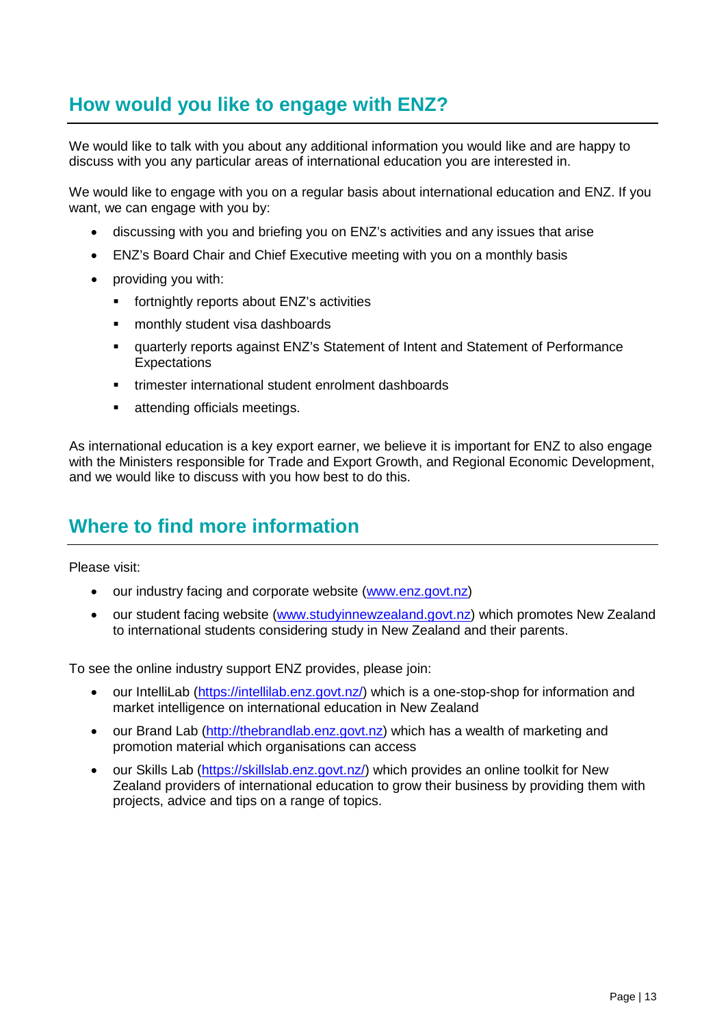## How would you like to engage with ENZ?

We would like to talk with you about any additional information you would like and are happy to discuss with you any particular areas of international education you are interested in.

We would like to engage with you on a regular basis about international education and ENZ. If you want, we can engage with you by:

- discussing with you and briefing you on ENZ's activities and any issues that arise
- ENZ's Board Chair and Chief Executive meeting with you on a monthly basis
- providing you with:
  - fortnightly reports about ENZ's activities
  - monthly student visa dashboards
  - quarterly reports against ENZ's Statement of Intent and Statement of Performance Expectations
  - trimester international student enrolment dashboards
  - attending officials meetings.

As international education is a key export earner, we believe it is important for ENZ to also engage with the Ministers responsible for Trade and Export Growth, and Regional Economic Development, and we would like to discuss with you how best to do this.

## Where to find more information

Please visit:

- our industry facing and corporate website (www.enz.govt.nz)
- our student facing website (www.studyinnewzealand.govt.nz) which promotes New Zealand to international students considering study in New Zealand and their parents.

To see the online industry support ENZ provides, please join:

- our IntelliLab (https://intellilab.enz.govt.nz/) which is a one-stop-shop for information and market intelligence on international education in New Zealand
- our Brand Lab (http://thebrandlab.enz.govt.nz) which has a wealth of marketing and promotion material which organisations can access
- our Skills Lab (https://skillslab.enz.govt.nz/) which provides an online toolkit for New Zealand providers of international education to grow their business by providing them with projects, advice and tips on a range of topics.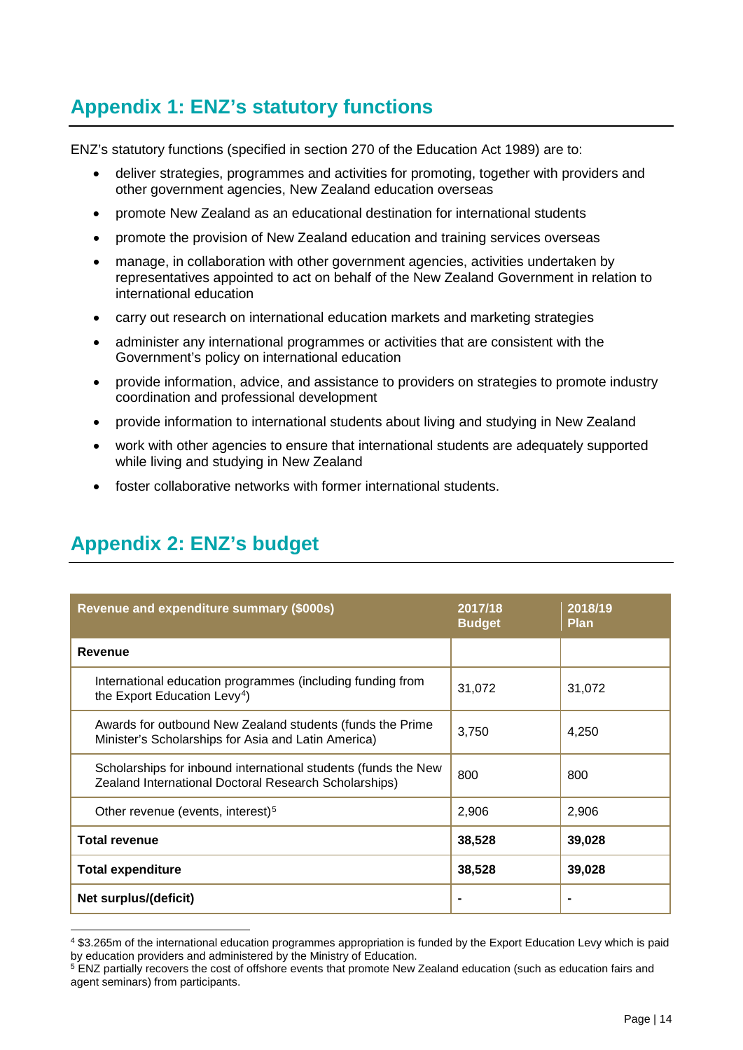## Appendix 1: ENZ's statutory functions

ENZ's statutory functions (specified in section 270 of the Education Act 1989) are to:

- deliver strategies, programmes and activities for promoting, together with providers and other government agencies, New Zealand education overseas
- promote New Zealand as an educational destination for international students
- promote the provision of New Zealand education and training services overseas
- manage, in collaboration with other government agencies, activities undertaken by representatives appointed to act on behalf of the New Zealand Government in relation to international education
- carry out research on international education markets and marketing strategies
- administer any international programmes or activities that are consistent with the Government's policy on international education
- provide information, advice, and assistance to providers on strategies to promote industry coordination and professional development
- provide information to international students about living and studying in New Zealand
- work with other agencies to ensure that international students are adequately supported while living and studying in New Zealand
- foster collaborative networks with former international students.

## Appendix 2: ENZ's budget

| Revenue and expenditure summary ($000s) | 2017/18 Budget | 2018/19 Plan |
|---|---|---|
| **Revenue** | | |
| International education programmes (including funding from the Export Education Levy[4]) | 31,072 | 31,072 |
| Awards for outbound New Zealand students (funds the Prime Minister's Scholarships for Asia and Latin America) | 3,750 | 4,250 |
| Scholarships for inbound international students (funds the New Zealand International Doctoral Research Scholarships) | 800 | 800 |
| Other revenue (events, interest)[5] | 2,906 | 2,906 |
| **Total revenue** | **38,528** | **39,028** |
| **Total expenditure** | **38,528** | **39,028** |
| **Net surplus/(deficit)** | **-** | **-** |

[4] $3.265m of the international education programmes appropriation is funded by the Export Education Levy which is paid by education providers and administered by the Ministry of Education.

[5] ENZ partially recovers the cost of offshore events that promote New Zealand education (such as education fairs and agent seminars) from participants.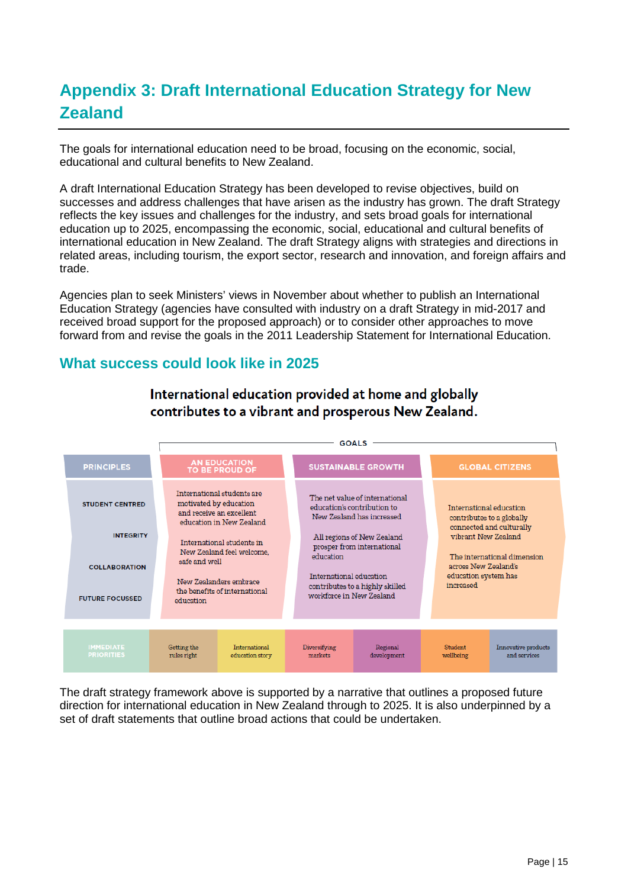# Appendix 3: Draft International Education Strategy for New Zealand

The goals for international education need to be broad, focusing on the economic, social, educational and cultural benefits to New Zealand.

A draft International Education Strategy has been developed to revise objectives, build on successes and address challenges that have arisen as the industry has grown. The draft Strategy reflects the key issues and challenges for the industry, and sets broad goals for international education up to 2025, encompassing the economic, social, educational and cultural benefits of international education in New Zealand. The draft Strategy aligns with strategies and directions in related areas, including tourism, the export sector, research and innovation, and foreign affairs and trade.

Agencies plan to seek Ministers' views in November about whether to publish an International Education Strategy (agencies have consulted with industry on a draft Strategy in mid-2017 and received broad support for the proposed approach) or to consider other approaches to move forward from and revise the goals in the 2011 Leadership Statement for International Education.

## What success could look like in 2025

**International education provided at home and globally contributes to a vibrant and prosperous New Zealand.**

| PRINCIPLES | GOALS: AN EDUCATION TO BE PROUD OF | GOALS: SUSTAINABLE GROWTH | GOALS: GLOBAL CITIZENS |
|---|---|---|---|
| STUDENT CENTRED<br>INTEGRITY<br>COLLABORATION<br>FUTURE FOCUSSED | International students are motivated by education and receive an excellent education in New Zealand<br><br>International students in New Zealand feel welcome, safe and well<br><br>New Zealanders embrace the benefits of international education | The net value of international education's contribution to New Zealand has increased<br><br>All regions of New Zealand prosper from international education<br><br>International education contributes to a highly skilled workforce in New Zealand | International education contributes to a globally connected and culturally vibrant New Zealand<br><br>The international dimension across New Zealand's education system has increased |

| IMMEDIATE PRIORITIES | Getting the rules right | International education story | Diversifying markets | Regional development | Student wellbeing | Innovative products and services |
|---|---|---|---|---|---|---|

The draft strategy framework above is supported by a narrative that outlines a proposed future direction for international education in New Zealand through to 2025. It is also underpinned by a set of draft statements that outline broad actions that could be undertaken.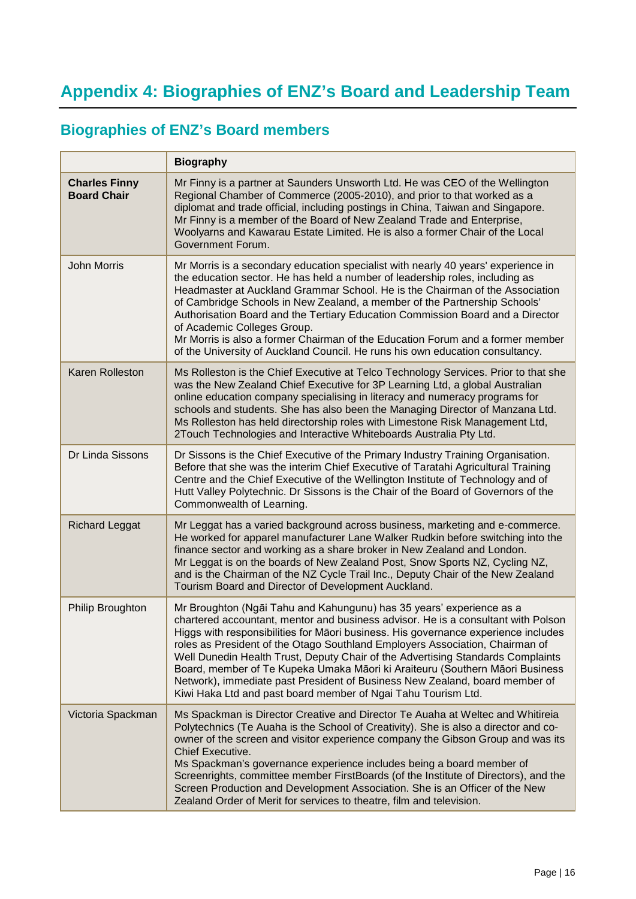# Appendix 4: Biographies of ENZ's Board and Leadership Team

## Biographies of ENZ's Board members

| | Biography |
|---|---|
| **Charles Finny Board Chair** | Mr Finny is a partner at Saunders Unsworth Ltd. He was CEO of the Wellington Regional Chamber of Commerce (2005-2010), and prior to that worked as a diplomat and trade official, including postings in China, Taiwan and Singapore. Mr Finny is a member of the Board of New Zealand Trade and Enterprise, Woolyarns and Kawarau Estate Limited. He is also a former Chair of the Local Government Forum. |
| John Morris | Mr Morris is a secondary education specialist with nearly 40 years' experience in the education sector. He has held a number of leadership roles, including as Headmaster at Auckland Grammar School. He is the Chairman of the Association of Cambridge Schools in New Zealand, a member of the Partnership Schools' Authorisation Board and the Tertiary Education Commission Board and a Director of Academic Colleges Group. Mr Morris is also a former Chairman of the Education Forum and a former member of the University of Auckland Council. He runs his own education consultancy. |
| Karen Rolleston | Ms Rolleston is the Chief Executive at Telco Technology Services. Prior to that she was the New Zealand Chief Executive for 3P Learning Ltd, a global Australian online education company specialising in literacy and numeracy programs for schools and students. She has also been the Managing Director of Manzana Ltd. Ms Rolleston has held directorship roles with Limestone Risk Management Ltd, 2Touch Technologies and Interactive Whiteboards Australia Pty Ltd. |
| Dr Linda Sissons | Dr Sissons is the Chief Executive of the Primary Industry Training Organisation. Before that she was the interim Chief Executive of Taratahi Agricultural Training Centre and the Chief Executive of the Wellington Institute of Technology and of Hutt Valley Polytechnic. Dr Sissons is the Chair of the Board of Governors of the Commonwealth of Learning. |
| Richard Leggat | Mr Leggat has a varied background across business, marketing and e-commerce. He worked for apparel manufacturer Lane Walker Rudkin before switching into the finance sector and working as a share broker in New Zealand and London. Mr Leggat is on the boards of New Zealand Post, Snow Sports NZ, Cycling NZ, and is the Chairman of the NZ Cycle Trail Inc., Deputy Chair of the New Zealand Tourism Board and Director of Development Auckland. |
| Philip Broughton | Mr Broughton (Ngāi Tahu and Kahungunu) has 35 years' experience as a chartered accountant, mentor and business advisor. He is a consultant with Polson Higgs with responsibilities for Māori business. His governance experience includes roles as President of the Otago Southland Employers Association, Chairman of Well Dunedin Health Trust, Deputy Chair of the Advertising Standards Complaints Board, member of Te Kupeka Umaka Māori ki Araiteuru (Southern Māori Business Network), immediate past President of Business New Zealand, board member of Kiwi Haka Ltd and past board member of Ngai Tahu Tourism Ltd. |
| Victoria Spackman | Ms Spackman is Director Creative and Director Te Auaha at Weltec and Whitireia Polytechnics (Te Auaha is the School of Creativity). She is also a director and co-owner of the screen and visitor experience company the Gibson Group and was its Chief Executive. Ms Spackman's governance experience includes being a board member of Screenrights, committee member FirstBoards (of the Institute of Directors), and the Screen Production and Development Association. She is an Officer of the New Zealand Order of Merit for services to theatre, film and television. |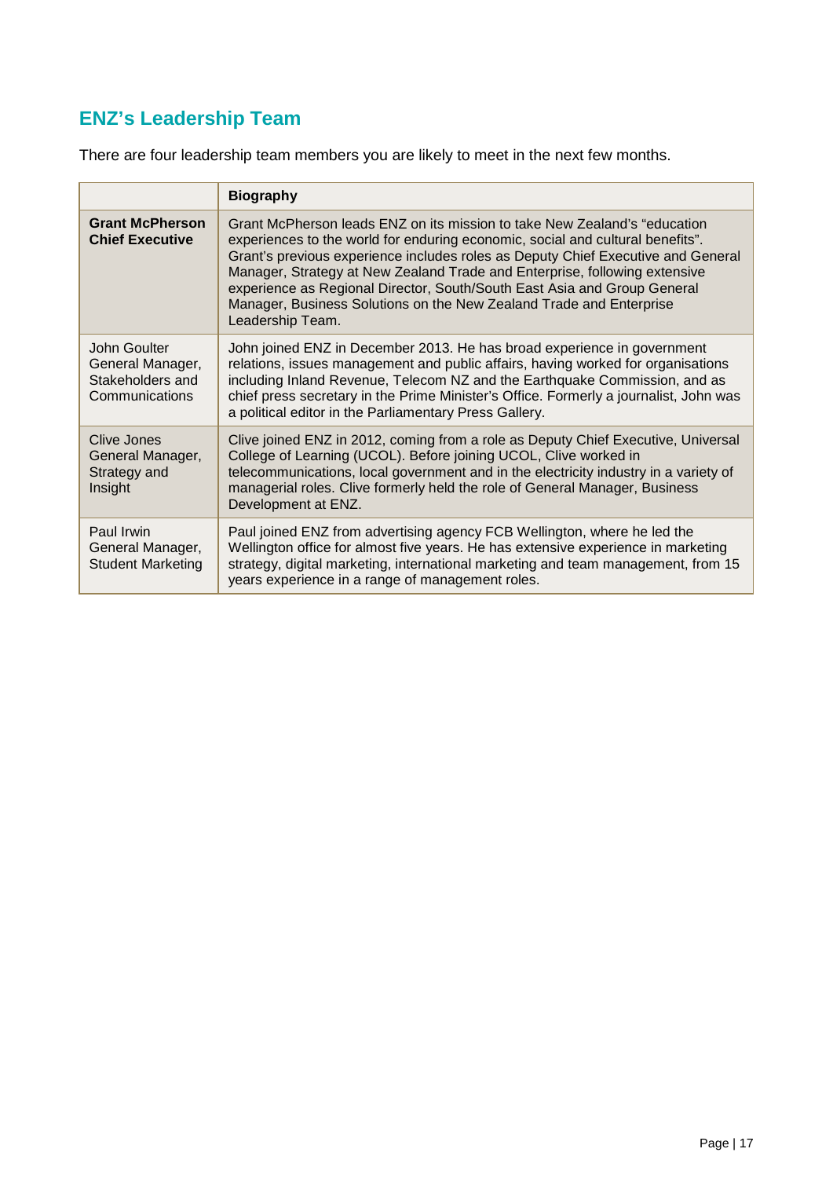## ENZ's Leadership Team

There are four leadership team members you are likely to meet in the next few months.

| | Biography |
|---|---|
| **Grant McPherson Chief Executive** | Grant McPherson leads ENZ on its mission to take New Zealand's "education experiences to the world for enduring economic, social and cultural benefits". Grant's previous experience includes roles as Deputy Chief Executive and General Manager, Strategy at New Zealand Trade and Enterprise, following extensive experience as Regional Director, South/South East Asia and Group General Manager, Business Solutions on the New Zealand Trade and Enterprise Leadership Team. |
| John Goulter General Manager, Stakeholders and Communications | John joined ENZ in December 2013. He has broad experience in government relations, issues management and public affairs, having worked for organisations including Inland Revenue, Telecom NZ and the Earthquake Commission, and as chief press secretary in the Prime Minister's Office. Formerly a journalist, John was a political editor in the Parliamentary Press Gallery. |
| Clive Jones General Manager, Strategy and Insight | Clive joined ENZ in 2012, coming from a role as Deputy Chief Executive, Universal College of Learning (UCOL). Before joining UCOL, Clive worked in telecommunications, local government and in the electricity industry in a variety of managerial roles. Clive formerly held the role of General Manager, Business Development at ENZ. |
| Paul Irwin General Manager, Student Marketing | Paul joined ENZ from advertising agency FCB Wellington, where he led the Wellington office for almost five years. He has extensive experience in marketing strategy, digital marketing, international marketing and team management, from 15 years experience in a range of management roles. |